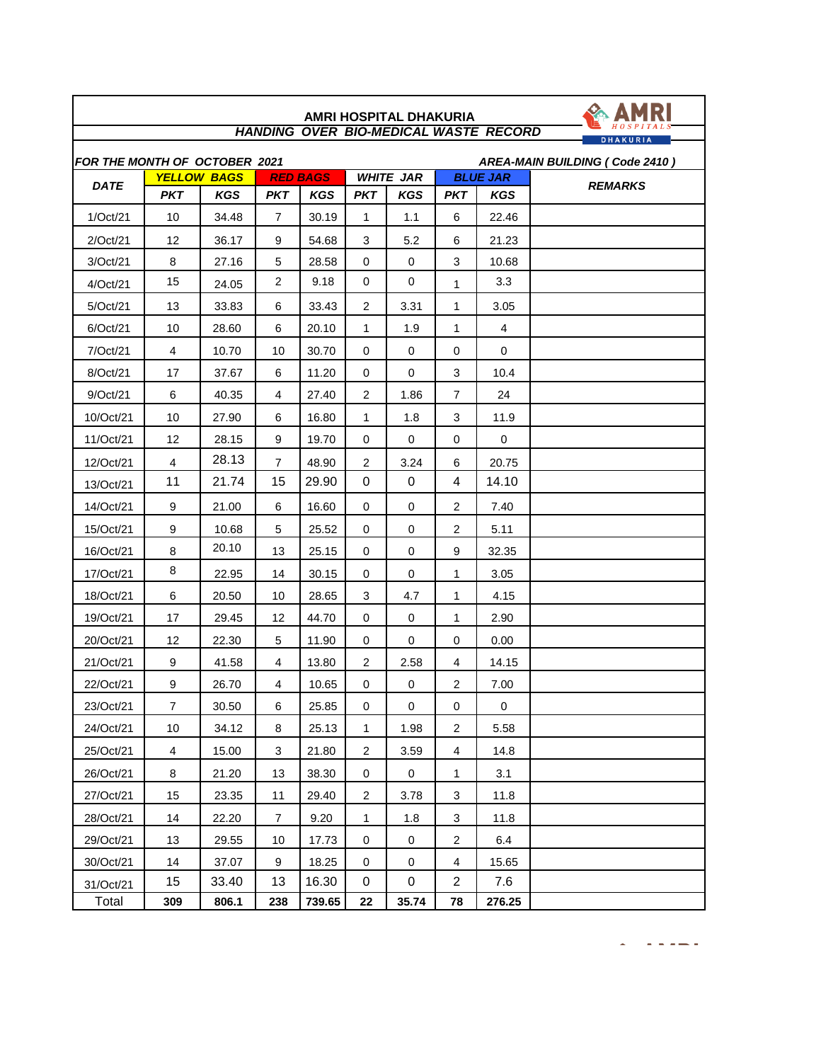# AMRI HOSPITAL DHAKURIA

## *HANDING OVER BIO-MEDICAL WASTE RECORD*

***FOR THE MONTH OF OCTOBER 2021*** — ***AREA-MAIN BUILDING ( Code 2410 )***

| DATE | YELLOW BAGS | | RED BAGS | | WHITE JAR | | BLUE JAR | | REMARKS |
|---|---|---|---|---|---|---|---|---|---|
| | PKT | KGS | PKT | KGS | PKT | KGS | PKT | KGS | |
| 1/Oct/21 | 10 | 34.48 | 7 | 30.19 | 1 | 1.1 | 6 | 22.46 | |
| 2/Oct/21 | 12 | 36.17 | 9 | 54.68 | 3 | 5.2 | 6 | 21.23 | |
| 3/Oct/21 | 8 | 27.16 | 5 | 28.58 | 0 | 0 | 3 | 10.68 | |
| 4/Oct/21 | 15 | 24.05 | 2 | 9.18 | 0 | 0 | 1 | 3.3 | |
| 5/Oct/21 | 13 | 33.83 | 6 | 33.43 | 2 | 3.31 | 1 | 3.05 | |
| 6/Oct/21 | 10 | 28.60 | 6 | 20.10 | 1 | 1.9 | 1 | 4 | |
| 7/Oct/21 | 4 | 10.70 | 10 | 30.70 | 0 | 0 | 0 | 0 | |
| 8/Oct/21 | 17 | 37.67 | 6 | 11.20 | 0 | 0 | 3 | 10.4 | |
| 9/Oct/21 | 6 | 40.35 | 4 | 27.40 | 2 | 1.86 | 7 | 24 | |
| 10/Oct/21 | 10 | 27.90 | 6 | 16.80 | 1 | 1.8 | 3 | 11.9 | |
| 11/Oct/21 | 12 | 28.15 | 9 | 19.70 | 0 | 0 | 0 | 0 | |
| 12/Oct/21 | 4 | 28.13 | 7 | 48.90 | 2 | 3.24 | 6 | 20.75 | |
| 13/Oct/21 | 11 | 21.74 | 15 | 29.90 | 0 | 0 | 4 | 14.10 | |
| 14/Oct/21 | 9 | 21.00 | 6 | 16.60 | 0 | 0 | 2 | 7.40 | |
| 15/Oct/21 | 9 | 10.68 | 5 | 25.52 | 0 | 0 | 2 | 5.11 | |
| 16/Oct/21 | 8 | 20.10 | 13 | 25.15 | 0 | 0 | 9 | 32.35 | |
| 17/Oct/21 | 8 | 22.95 | 14 | 30.15 | 0 | 0 | 1 | 3.05 | |
| 18/Oct/21 | 6 | 20.50 | 10 | 28.65 | 3 | 4.7 | 1 | 4.15 | |
| 19/Oct/21 | 17 | 29.45 | 12 | 44.70 | 0 | 0 | 1 | 2.90 | |
| 20/Oct/21 | 12 | 22.30 | 5 | 11.90 | 0 | 0 | 0 | 0.00 | |
| 21/Oct/21 | 9 | 41.58 | 4 | 13.80 | 2 | 2.58 | 4 | 14.15 | |
| 22/Oct/21 | 9 | 26.70 | 4 | 10.65 | 0 | 0 | 2 | 7.00 | |
| 23/Oct/21 | 7 | 30.50 | 6 | 25.85 | 0 | 0 | 0 | 0 | |
| 24/Oct/21 | 10 | 34.12 | 8 | 25.13 | 1 | 1.98 | 2 | 5.58 | |
| 25/Oct/21 | 4 | 15.00 | 3 | 21.80 | 2 | 3.59 | 4 | 14.8 | |
| 26/Oct/21 | 8 | 21.20 | 13 | 38.30 | 0 | 0 | 1 | 3.1 | |
| 27/Oct/21 | 15 | 23.35 | 11 | 29.40 | 2 | 3.78 | 3 | 11.8 | |
| 28/Oct/21 | 14 | 22.20 | 7 | 9.20 | 1 | 1.8 | 3 | 11.8 | |
| 29/Oct/21 | 13 | 29.55 | 10 | 17.73 | 0 | 0 | 2 | 6.4 | |
| 30/Oct/21 | 14 | 37.07 | 9 | 18.25 | 0 | 0 | 4 | 15.65 | |
| 31/Oct/21 | 15 | 33.40 | 13 | 16.30 | 0 | 0 | 2 | 7.6 | |
| Total | 309 | 806.1 | 238 | 739.65 | 22 | 35.74 | 78 | 276.25 | |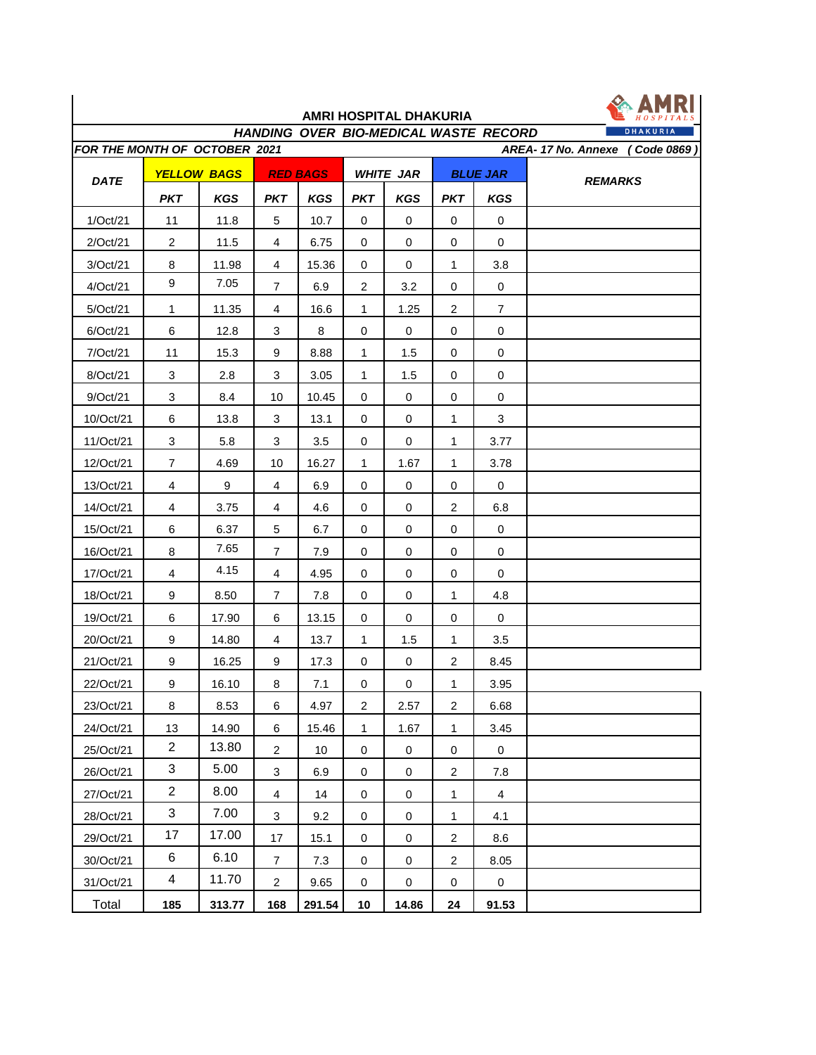# AMRI HOSPITAL DHAKURIA

## HANDING OVER BIO-MEDICAL WASTE RECORD

**FOR THE MONTH OF OCTOBER 2021** — **AREA- 17 No. Annexe (Code 0869)**

| DATE | YELLOW BAGS | | RED BAGS | | WHITE JAR | | BLUE JAR | | REMARKS |
|---|---|---|---|---|---|---|---|---|---|
| | PKT | KGS | PKT | KGS | PKT | KGS | PKT | KGS | |
| 1/Oct/21 | 11 | 11.8 | 5 | 10.7 | 0 | 0 | 0 | 0 | |
| 2/Oct/21 | 2 | 11.5 | 4 | 6.75 | 0 | 0 | 0 | 0 | |
| 3/Oct/21 | 8 | 11.98 | 4 | 15.36 | 0 | 0 | 1 | 3.8 | |
| 4/Oct/21 | 9 | 7.05 | 7 | 6.9 | 2 | 3.2 | 0 | 0 | |
| 5/Oct/21 | 1 | 11.35 | 4 | 16.6 | 1 | 1.25 | 2 | 7 | |
| 6/Oct/21 | 6 | 12.8 | 3 | 8 | 0 | 0 | 0 | 0 | |
| 7/Oct/21 | 11 | 15.3 | 9 | 8.88 | 1 | 1.5 | 0 | 0 | |
| 8/Oct/21 | 3 | 2.8 | 3 | 3.05 | 1 | 1.5 | 0 | 0 | |
| 9/Oct/21 | 3 | 8.4 | 10 | 10.45 | 0 | 0 | 0 | 0 | |
| 10/Oct/21 | 6 | 13.8 | 3 | 13.1 | 0 | 0 | 1 | 3 | |
| 11/Oct/21 | 3 | 5.8 | 3 | 3.5 | 0 | 0 | 1 | 3.77 | |
| 12/Oct/21 | 7 | 4.69 | 10 | 16.27 | 1 | 1.67 | 1 | 3.78 | |
| 13/Oct/21 | 4 | 9 | 4 | 6.9 | 0 | 0 | 0 | 0 | |
| 14/Oct/21 | 4 | 3.75 | 4 | 4.6 | 0 | 0 | 2 | 6.8 | |
| 15/Oct/21 | 6 | 6.37 | 5 | 6.7 | 0 | 0 | 0 | 0 | |
| 16/Oct/21 | 8 | 7.65 | 7 | 7.9 | 0 | 0 | 0 | 0 | |
| 17/Oct/21 | 4 | 4.15 | 4 | 4.95 | 0 | 0 | 0 | 0 | |
| 18/Oct/21 | 9 | 8.50 | 7 | 7.8 | 0 | 0 | 1 | 4.8 | |
| 19/Oct/21 | 6 | 17.90 | 6 | 13.15 | 0 | 0 | 0 | 0 | |
| 20/Oct/21 | 9 | 14.80 | 4 | 13.7 | 1 | 1.5 | 1 | 3.5 | |
| 21/Oct/21 | 9 | 16.25 | 9 | 17.3 | 0 | 0 | 2 | 8.45 | |
| 22/Oct/21 | 9 | 16.10 | 8 | 7.1 | 0 | 0 | 1 | 3.95 | |
| 23/Oct/21 | 8 | 8.53 | 6 | 4.97 | 2 | 2.57 | 2 | 6.68 | |
| 24/Oct/21 | 13 | 14.90 | 6 | 15.46 | 1 | 1.67 | 1 | 3.45 | |
| 25/Oct/21 | 2 | 13.80 | 2 | 10 | 0 | 0 | 0 | 0 | |
| 26/Oct/21 | 3 | 5.00 | 3 | 6.9 | 0 | 0 | 2 | 7.8 | |
| 27/Oct/21 | 2 | 8.00 | 4 | 14 | 0 | 0 | 1 | 4 | |
| 28/Oct/21 | 3 | 7.00 | 3 | 9.2 | 0 | 0 | 1 | 4.1 | |
| 29/Oct/21 | 17 | 17.00 | 17 | 15.1 | 0 | 0 | 2 | 8.6 | |
| 30/Oct/21 | 6 | 6.10 | 7 | 7.3 | 0 | 0 | 2 | 8.05 | |
| 31/Oct/21 | 4 | 11.70 | 2 | 9.65 | 0 | 0 | 0 | 0 | |
| Total | **185** | **313.77** | **168** | **291.54** | **10** | **14.86** | **24** | **91.53** | |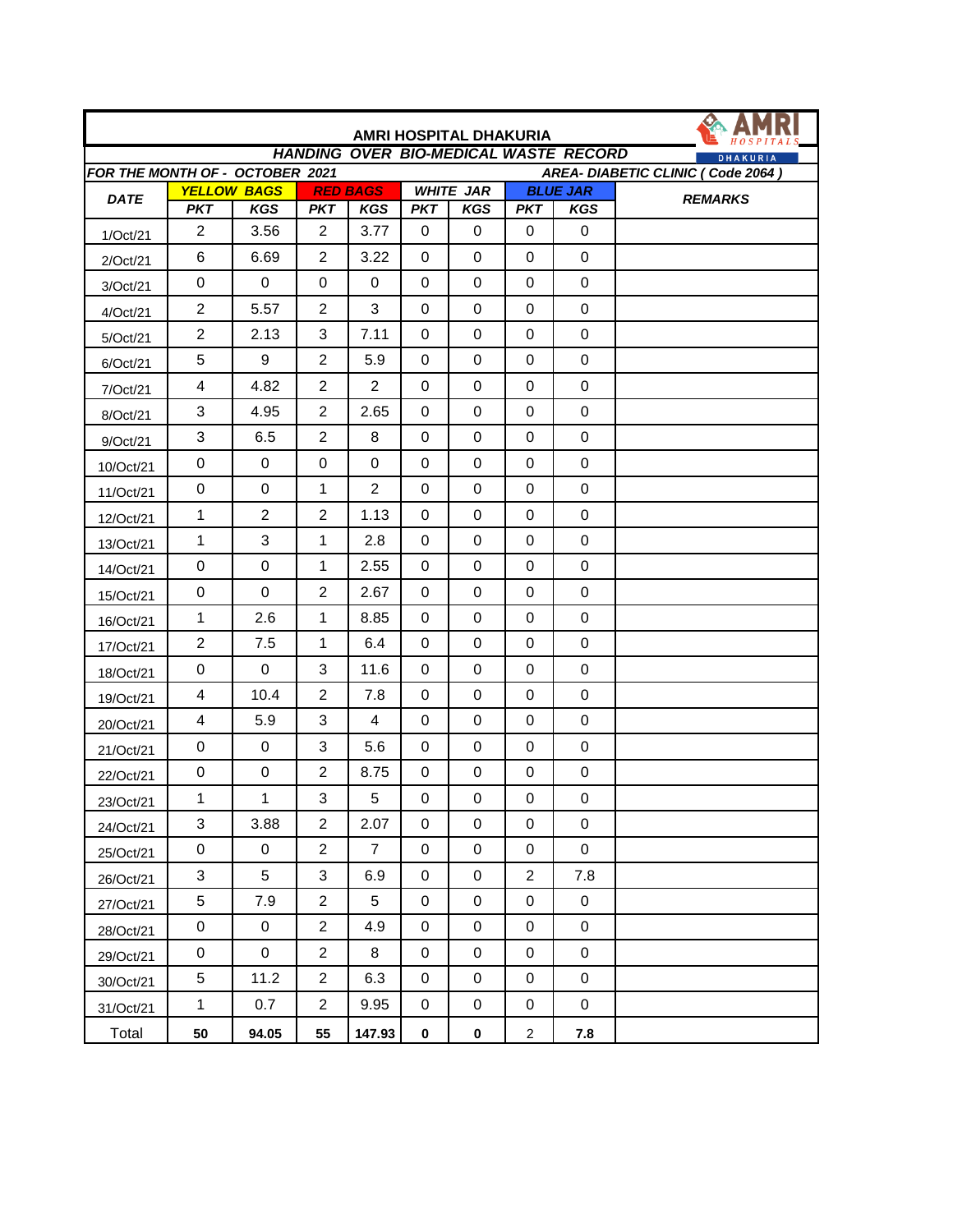# AMRI HOSPITAL DHAKURIA

## HANDING OVER BIO-MEDICAL WASTE RECORD

**FOR THE MONTH OF - OCTOBER 2021** | **AREA- DIABETIC CLINIC ( Code 2064 )**

| DATE | YELLOW BAGS | | RED BAGS | | WHITE JAR | | BLUE JAR | | REMARKS |
|---|---|---|---|---|---|---|---|---|---|
| | PKT | KGS | PKT | KGS | PKT | KGS | PKT | KGS | |
| 1/Oct/21 | 2 | 3.56 | 2 | 3.77 | 0 | 0 | 0 | 0 | |
| 2/Oct/21 | 6 | 6.69 | 2 | 3.22 | 0 | 0 | 0 | 0 | |
| 3/Oct/21 | 0 | 0 | 0 | 0 | 0 | 0 | 0 | 0 | |
| 4/Oct/21 | 2 | 5.57 | 2 | 3 | 0 | 0 | 0 | 0 | |
| 5/Oct/21 | 2 | 2.13 | 3 | 7.11 | 0 | 0 | 0 | 0 | |
| 6/Oct/21 | 5 | 9 | 2 | 5.9 | 0 | 0 | 0 | 0 | |
| 7/Oct/21 | 4 | 4.82 | 2 | 2 | 0 | 0 | 0 | 0 | |
| 8/Oct/21 | 3 | 4.95 | 2 | 2.65 | 0 | 0 | 0 | 0 | |
| 9/Oct/21 | 3 | 6.5 | 2 | 8 | 0 | 0 | 0 | 0 | |
| 10/Oct/21 | 0 | 0 | 0 | 0 | 0 | 0 | 0 | 0 | |
| 11/Oct/21 | 0 | 0 | 1 | 2 | 0 | 0 | 0 | 0 | |
| 12/Oct/21 | 1 | 2 | 2 | 1.13 | 0 | 0 | 0 | 0 | |
| 13/Oct/21 | 1 | 3 | 1 | 2.8 | 0 | 0 | 0 | 0 | |
| 14/Oct/21 | 0 | 0 | 1 | 2.55 | 0 | 0 | 0 | 0 | |
| 15/Oct/21 | 0 | 0 | 2 | 2.67 | 0 | 0 | 0 | 0 | |
| 16/Oct/21 | 1 | 2.6 | 1 | 8.85 | 0 | 0 | 0 | 0 | |
| 17/Oct/21 | 2 | 7.5 | 1 | 6.4 | 0 | 0 | 0 | 0 | |
| 18/Oct/21 | 0 | 0 | 3 | 11.6 | 0 | 0 | 0 | 0 | |
| 19/Oct/21 | 4 | 10.4 | 2 | 7.8 | 0 | 0 | 0 | 0 | |
| 20/Oct/21 | 4 | 5.9 | 3 | 4 | 0 | 0 | 0 | 0 | |
| 21/Oct/21 | 0 | 0 | 3 | 5.6 | 0 | 0 | 0 | 0 | |
| 22/Oct/21 | 0 | 0 | 2 | 8.75 | 0 | 0 | 0 | 0 | |
| 23/Oct/21 | 1 | 1 | 3 | 5 | 0 | 0 | 0 | 0 | |
| 24/Oct/21 | 3 | 3.88 | 2 | 2.07 | 0 | 0 | 0 | 0 | |
| 25/Oct/21 | 0 | 0 | 2 | 7 | 0 | 0 | 0 | 0 | |
| 26/Oct/21 | 3 | 5 | 3 | 6.9 | 0 | 0 | 2 | 7.8 | |
| 27/Oct/21 | 5 | 7.9 | 2 | 5 | 0 | 0 | 0 | 0 | |
| 28/Oct/21 | 0 | 0 | 2 | 4.9 | 0 | 0 | 0 | 0 | |
| 29/Oct/21 | 0 | 0 | 2 | 8 | 0 | 0 | 0 | 0 | |
| 30/Oct/21 | 5 | 11.2 | 2 | 6.3 | 0 | 0 | 0 | 0 | |
| 31/Oct/21 | 1 | 0.7 | 2 | 9.95 | 0 | 0 | 0 | 0 | |
| Total | **50** | **94.05** | **55** | **147.93** | **0** | **0** | 2 | **7.8** | |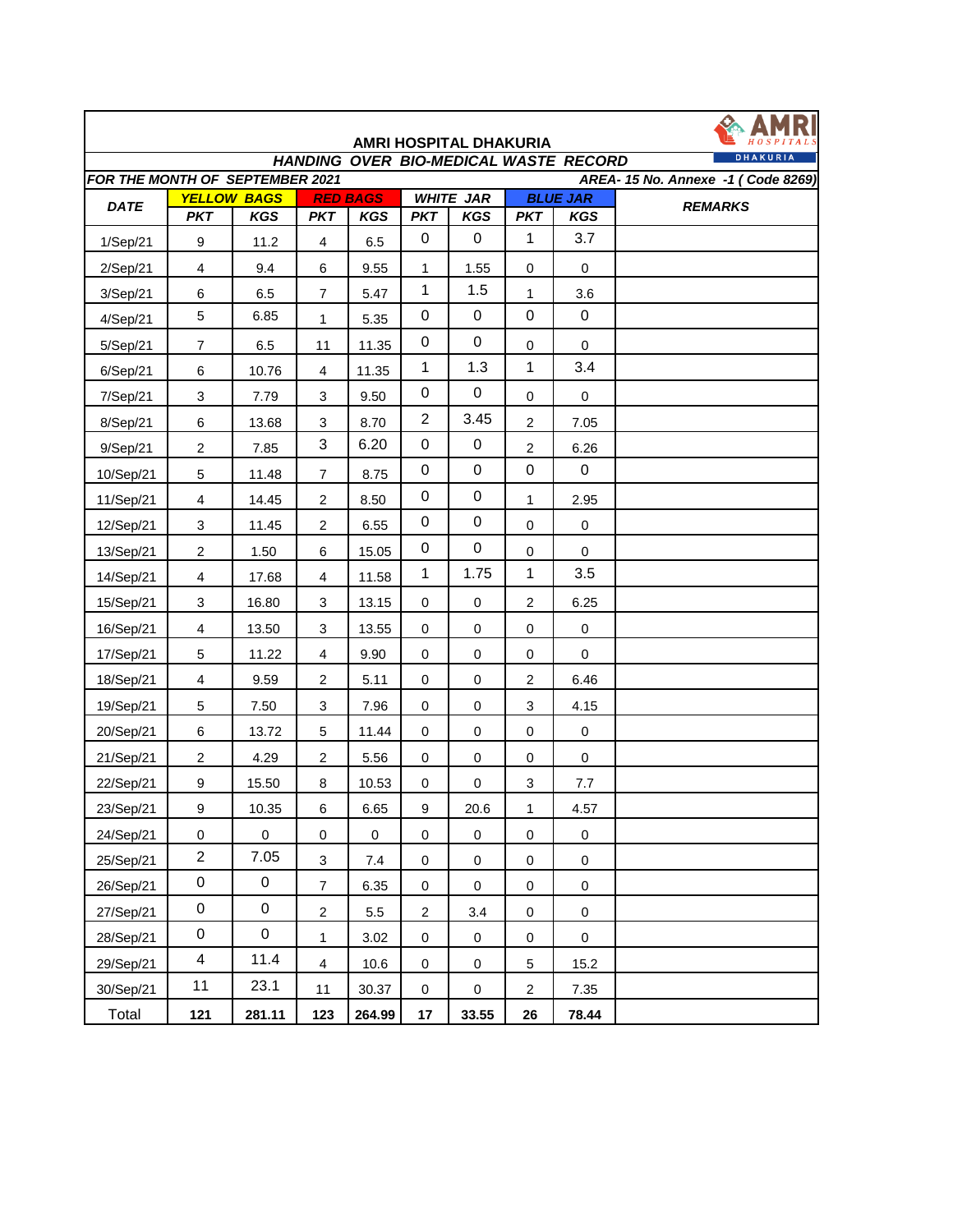**AMRI HOSPITAL DHAKURIA**

***HANDING OVER BIO-MEDICAL WASTE RECORD***

***FOR THE MONTH OF SEPTEMBER 2021*** ***AREA- 15 No. Annexe -1 ( Code 8269)***

| DATE | YELLOW BAGS | | RED BAGS | | WHITE JAR | | BLUE JAR | | REMARKS |
|---|---|---|---|---|---|---|---|---|---|
| | PKT | KGS | PKT | KGS | PKT | KGS | PKT | KGS | |
| 1/Sep/21 | 9 | 11.2 | 4 | 6.5 | 0 | 0 | 1 | 3.7 | |
| 2/Sep/21 | 4 | 9.4 | 6 | 9.55 | 1 | 1.55 | 0 | 0 | |
| 3/Sep/21 | 6 | 6.5 | 7 | 5.47 | 1 | 1.5 | 1 | 3.6 | |
| 4/Sep/21 | 5 | 6.85 | 1 | 5.35 | 0 | 0 | 0 | 0 | |
| 5/Sep/21 | 7 | 6.5 | 11 | 11.35 | 0 | 0 | 0 | 0 | |
| 6/Sep/21 | 6 | 10.76 | 4 | 11.35 | 1 | 1.3 | 1 | 3.4 | |
| 7/Sep/21 | 3 | 7.79 | 3 | 9.50 | 0 | 0 | 0 | 0 | |
| 8/Sep/21 | 6 | 13.68 | 3 | 8.70 | 2 | 3.45 | 2 | 7.05 | |
| 9/Sep/21 | 2 | 7.85 | 3 | 6.20 | 0 | 0 | 2 | 6.26 | |
| 10/Sep/21 | 5 | 11.48 | 7 | 8.75 | 0 | 0 | 0 | 0 | |
| 11/Sep/21 | 4 | 14.45 | 2 | 8.50 | 0 | 0 | 1 | 2.95 | |
| 12/Sep/21 | 3 | 11.45 | 2 | 6.55 | 0 | 0 | 0 | 0 | |
| 13/Sep/21 | 2 | 1.50 | 6 | 15.05 | 0 | 0 | 0 | 0 | |
| 14/Sep/21 | 4 | 17.68 | 4 | 11.58 | 1 | 1.75 | 1 | 3.5 | |
| 15/Sep/21 | 3 | 16.80 | 3 | 13.15 | 0 | 0 | 2 | 6.25 | |
| 16/Sep/21 | 4 | 13.50 | 3 | 13.55 | 0 | 0 | 0 | 0 | |
| 17/Sep/21 | 5 | 11.22 | 4 | 9.90 | 0 | 0 | 0 | 0 | |
| 18/Sep/21 | 4 | 9.59 | 2 | 5.11 | 0 | 0 | 2 | 6.46 | |
| 19/Sep/21 | 5 | 7.50 | 3 | 7.96 | 0 | 0 | 3 | 4.15 | |
| 20/Sep/21 | 6 | 13.72 | 5 | 11.44 | 0 | 0 | 0 | 0 | |
| 21/Sep/21 | 2 | 4.29 | 2 | 5.56 | 0 | 0 | 0 | 0 | |
| 22/Sep/21 | 9 | 15.50 | 8 | 10.53 | 0 | 0 | 3 | 7.7 | |
| 23/Sep/21 | 9 | 10.35 | 6 | 6.65 | 9 | 20.6 | 1 | 4.57 | |
| 24/Sep/21 | 0 | 0 | 0 | 0 | 0 | 0 | 0 | 0 | |
| 25/Sep/21 | 2 | 7.05 | 3 | 7.4 | 0 | 0 | 0 | 0 | |
| 26/Sep/21 | 0 | 0 | 7 | 6.35 | 0 | 0 | 0 | 0 | |
| 27/Sep/21 | 0 | 0 | 2 | 5.5 | 2 | 3.4 | 0 | 0 | |
| 28/Sep/21 | 0 | 0 | 1 | 3.02 | 0 | 0 | 0 | 0 | |
| 29/Sep/21 | 4 | 11.4 | 4 | 10.6 | 0 | 0 | 5 | 15.2 | |
| 30/Sep/21 | 11 | 23.1 | 11 | 30.37 | 0 | 0 | 2 | 7.35 | |
| Total | **121** | **281.11** | **123** | **264.99** | **17** | **33.55** | **26** | **78.44** | |